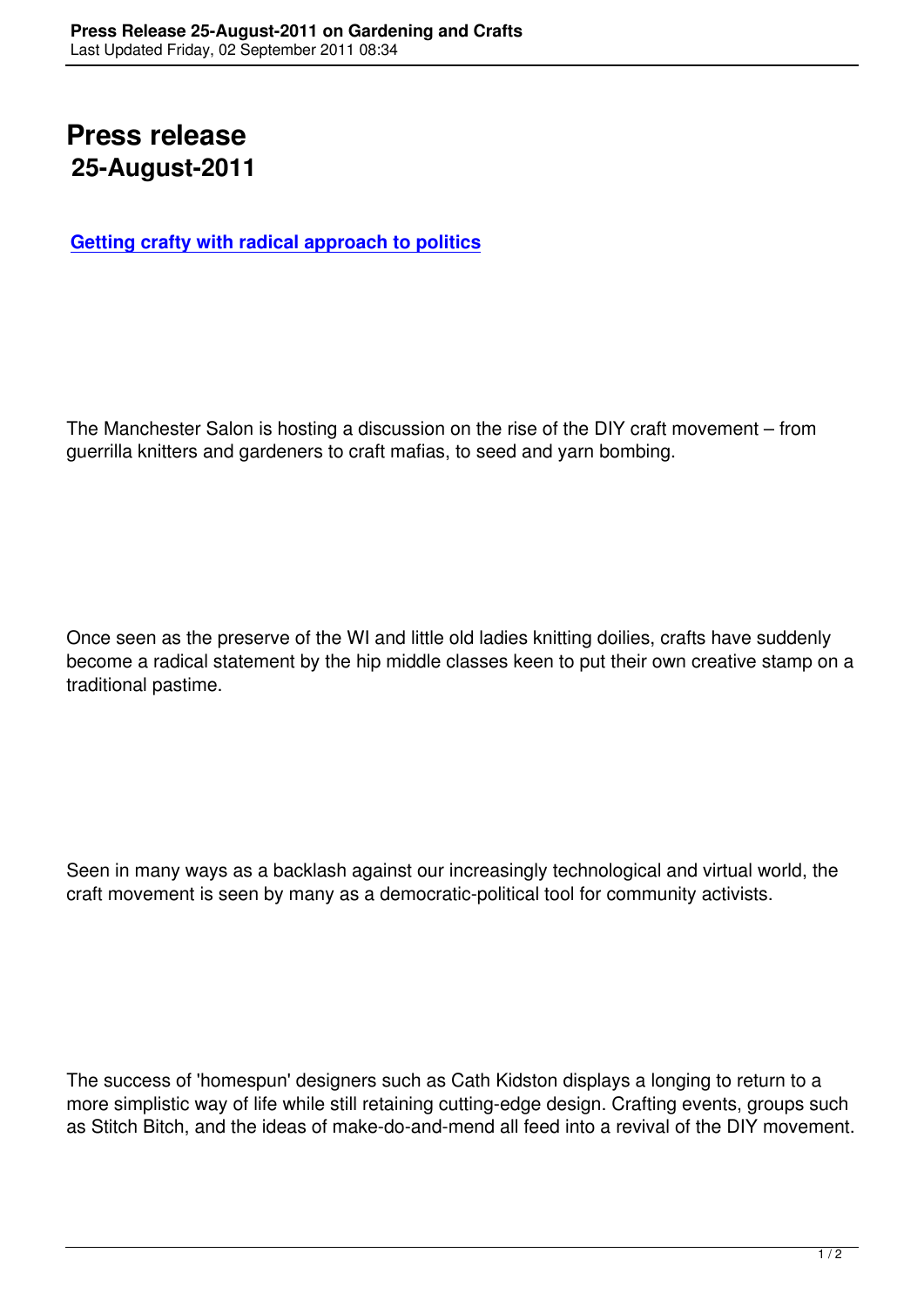# Press release
## 25-August-2011

**Getting crafty with radical approach to politics**

The Manchester Salon is hosting a discussion on the rise of the DIY craft movement – from guerrilla knitters and gardeners to craft mafias, to seed and yarn bombing.

Once seen as the preserve of the WI and little old ladies knitting doilies, crafts have suddenly become a radical statement by the hip middle classes keen to put their own creative stamp on a traditional pastime.

Seen in many ways as a backlash against our increasingly technological and virtual world, the craft movement is seen by many as a democratic-political tool for community activists.

The success of 'homespun' designers such as Cath Kidston displays a longing to return to a more simplistic way of life while still retaining cutting-edge design. Crafting events, groups such as Stitch Bitch, and the ideas of make-do-and-mend all feed into a revival of the DIY movement.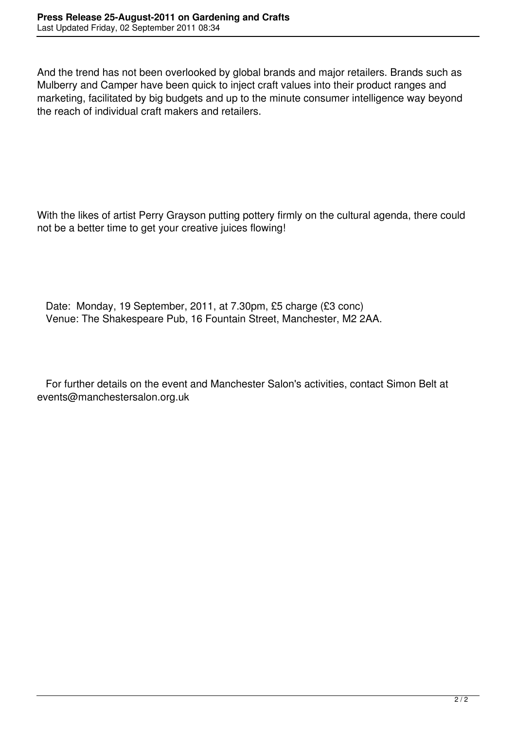And the trend has not been overlooked by global brands and major retailers. Brands such as Mulberry and Camper have been quick to inject craft values into their product ranges and marketing, facilitated by big budgets and up to the minute consumer intelligence way beyond the reach of individual craft makers and retailers.

With the likes of artist Perry Grayson putting pottery firmly on the cultural agenda, there could not be a better time to get your creative juices flowing!

Date: Monday, 19 September, 2011, at 7.30pm, £5 charge (£3 conc)
Venue: The Shakespeare Pub, 16 Fountain Street, Manchester, M2 2AA.

For further details on the event and Manchester Salon's activities, contact Simon Belt at events@manchestersalon.org.uk